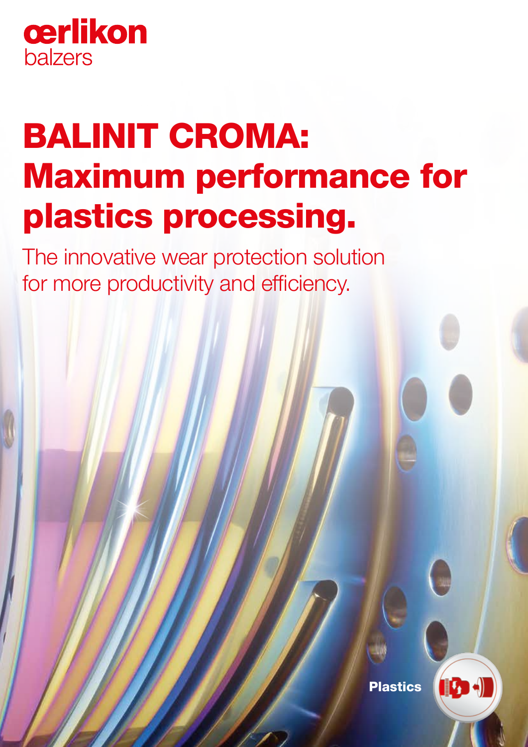œrlikon
balzers

# BALINIT CROMA: Maximum performance for plastics processing.

The innovative wear protection solution for more productivity and efficiency.

Plastics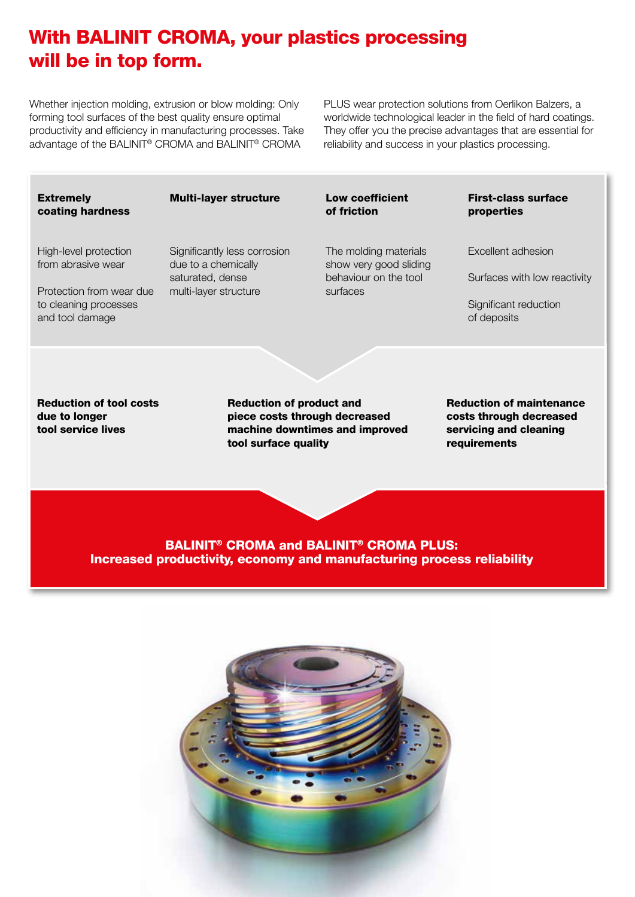# With BALINIT CROMA, your plastics processing will be in top form.

Whether injection molding, extrusion or blow molding: Only forming tool surfaces of the best quality ensure optimal productivity and efficiency in manufacturing processes. Take advantage of the BALINIT® CROMA and BALINIT® CROMA PLUS wear protection solutions from Oerlikon Balzers, a worldwide technological leader in the field of hard coatings. They offer you the precise advantages that are essential for reliability and success in your plastics processing.

**Extremely coating hardness**

High-level protection from abrasive wear

Protection from wear due to cleaning processes and tool damage

**Multi-layer structure**

Significantly less corrosion due to a chemically saturated, dense multi-layer structure

**Low coefficient of friction**

The molding materials show very good sliding behaviour on the tool surfaces

**First-class surface properties**

Excellent adhesion

Surfaces with low reactivity

Significant reduction of deposits

**Reduction of tool costs due to longer tool service lives**

**Reduction of product and piece costs through decreased machine downtimes and improved tool surface quality**

**Reduction of maintenance costs through decreased servicing and cleaning requirements**

**BALINIT® CROMA and BALINIT® CROMA PLUS:**
**Increased productivity, economy and manufacturing process reliability**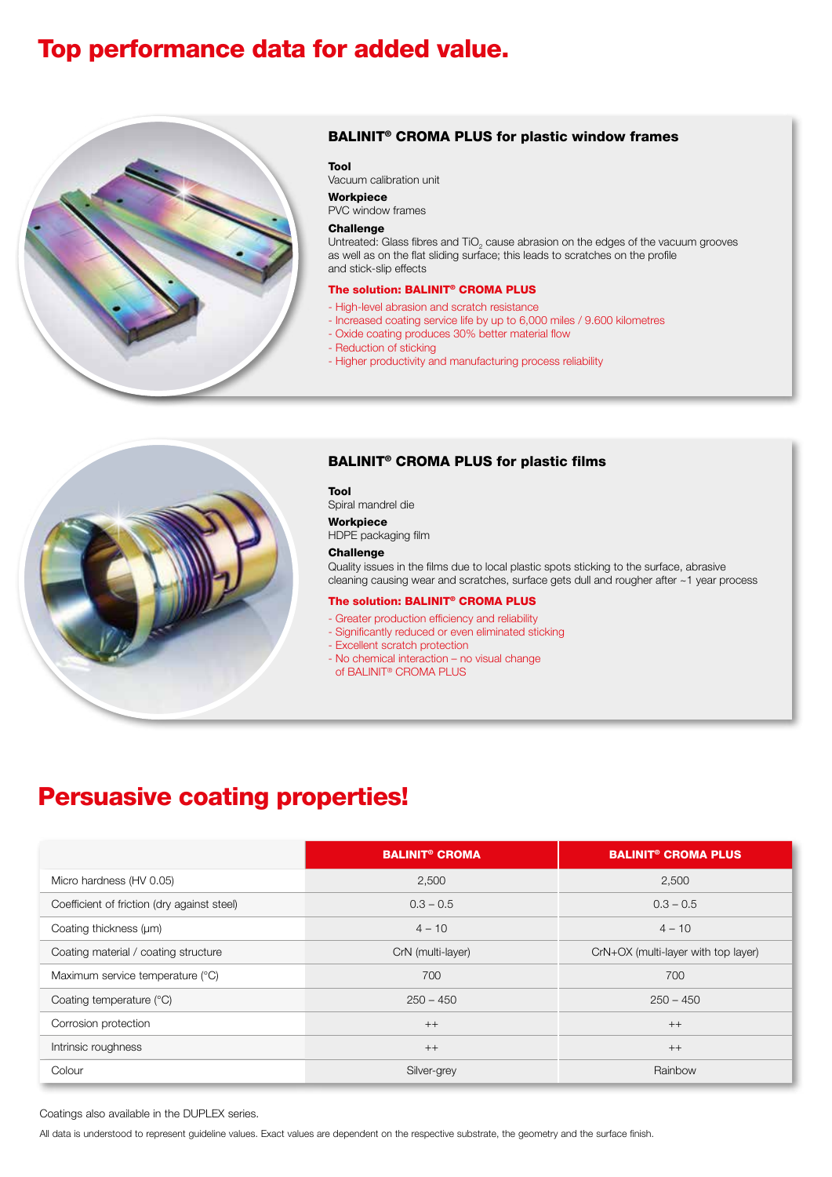# Top performance data for added value.

### BALINIT® CROMA PLUS for plastic window frames

**Tool**
Vacuum calibration unit

**Workpiece**
PVC window frames

**Challenge**
Untreated: Glass fibres and $TiO_2$ cause abrasion on the edges of the vacuum grooves as well as on the flat sliding surface; this leads to scratches on the profile and stick-slip effects

**The solution: BALINIT® CROMA PLUS**

- High-level abrasion and scratch resistance
- Increased coating service life by up to 6,000 miles / 9.600 kilometres
- Oxide coating produces 30% better material flow
- Reduction of sticking
- Higher productivity and manufacturing process reliability

### BALINIT® CROMA PLUS for plastic films

**Tool**
Spiral mandrel die

**Workpiece**
HDPE packaging film

**Challenge**
Quality issues in the films due to local plastic spots sticking to the surface, abrasive cleaning causing wear and scratches, surface gets dull and rougher after ~1 year process

**The solution: BALINIT® CROMA PLUS**

- Greater production efficiency and reliability
- Significantly reduced or even eliminated sticking
- Excellent scratch protection
- No chemical interaction – no visual change of BALINIT® CROMA PLUS

# Persuasive coating properties!

| | BALINIT® CROMA | BALINIT® CROMA PLUS |
|---|---|---|
| Micro hardness (HV 0.05) | 2,500 | 2,500 |
| Coefficient of friction (dry against steel) | 0.3 – 0.5 | 0.3 – 0.5 |
| Coating thickness (μm) | 4 – 10 | 4 – 10 |
| Coating material / coating structure | CrN (multi-layer) | CrN+OX (multi-layer with top layer) |
| Maximum service temperature (°C) | 700 | 700 |
| Coating temperature (°C) | 250 – 450 | 250 – 450 |
| Corrosion protection | ++ | ++ |
| Intrinsic roughness | ++ | ++ |
| Colour | Silver-grey | Rainbow |

Coatings also available in the DUPLEX series.

All data is understood to represent guideline values. Exact values are dependent on the respective substrate, the geometry and the surface finish.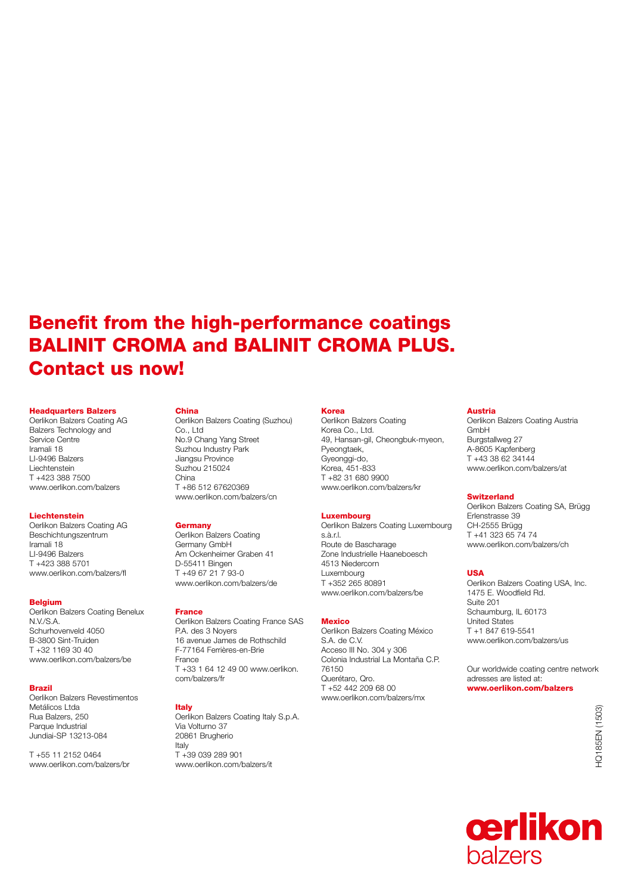# Benefit from the high-performance coatings BALINIT CROMA and BALINIT CROMA PLUS. Contact us now!

**Headquarters Balzers**
Oerlikon Balzers Coating AG
Balzers Technology and
Service Centre
Iramali 18
LI-9496 Balzers
Liechtenstein
T +423 388 7500
www.oerlikon.com/balzers

**Liechtenstein**
Oerlikon Balzers Coating AG
Beschichtungszentrum
Iramali 18
LI-9496 Balzers
T +423 388 5701
www.oerlikon.com/balzers/fl

**Belgium**
Oerlikon Balzers Coating Benelux
N.V./S.A.
Schurhovenveld 4050
B-3800 Sint-Truiden
T +32 1169 30 40
www.oerlikon.com/balzers/be

**Brazil**
Oerlikon Balzers Revestimentos
Metálicos Ltda
Rua Balzers, 250
Parque Industrial
Jundiai-SP 13213-084

T +55 11 2152 0464
www.oerlikon.com/balzers/br

**China**
Oerlikon Balzers Coating (Suzhou)
Co., Ltd
No.9 Chang Yang Street
Suzhou Industry Park
Jiangsu Province
Suzhou 215024
China
T +86 512 67620369
www.oerlikon.com/balzers/cn

**Germany**
Oerlikon Balzers Coating
Germany GmbH
Am Ockenheimer Graben 41
D-55411 Bingen
T +49 67 21 7 93-0
www.oerlikon.com/balzers/de

**France**
Oerlikon Balzers Coating France SAS
P.A. des 3 Noyers
16 avenue James de Rothschild
F-77164 Ferrières-en-Brie
France
T +33 1 64 12 49 00 www.oerlikon.com/balzers/fr

**Italy**
Oerlikon Balzers Coating Italy S.p.A.
Via Volturno 37
20861 Brugherio
Italy
T +39 039 289 901
www.oerlikon.com/balzers/it

**Korea**
Oerlikon Balzers Coating
Korea Co., Ltd.
49, Hansan-gil, Cheongbuk-myeon,
Pyeongtaek,
Gyeonggi-do,
Korea, 451-833
T +82 31 680 9900
www.oerlikon.com/balzers/kr

**Luxembourg**
Oerlikon Balzers Coating Luxembourg
s.à.r.l.
Route de Bascharage
Zone Industrielle Haaneboesch
4513 Niedercorn
Luxembourg
T +352 265 80891
www.oerlikon.com/balzers/be

**Mexico**
Oerlikon Balzers Coating México
S.A. de C.V.
Acceso III No. 304 y 306
Colonia Industrial La Montaña C.P.
76150
Querétaro, Qro.
T +52 442 209 68 00
www.oerlikon.com/balzers/mx

**Austria**
Oerlikon Balzers Coating Austria
GmbH
Burgstallweg 27
A-8605 Kapfenberg
T +43 38 62 34144
www.oerlikon.com/balzers/at

**Switzerland**
Oerlikon Balzers Coating SA, Brügg
Erlenstrasse 39
CH-2555 Brügg
T +41 323 65 74 74
www.oerlikon.com/balzers/ch

**USA**
Oerlikon Balzers Coating USA, Inc.
1475 E. Woodfield Rd.
Suite 201
Schaumburg, IL 60173
United States
T +1 847 619-5541
www.oerlikon.com/balzers/us

Our worldwide coating centre network adresses are listed at:
**www.oerlikon.com/balzers**

HQ185EN (1503)

oerlikon
balzers